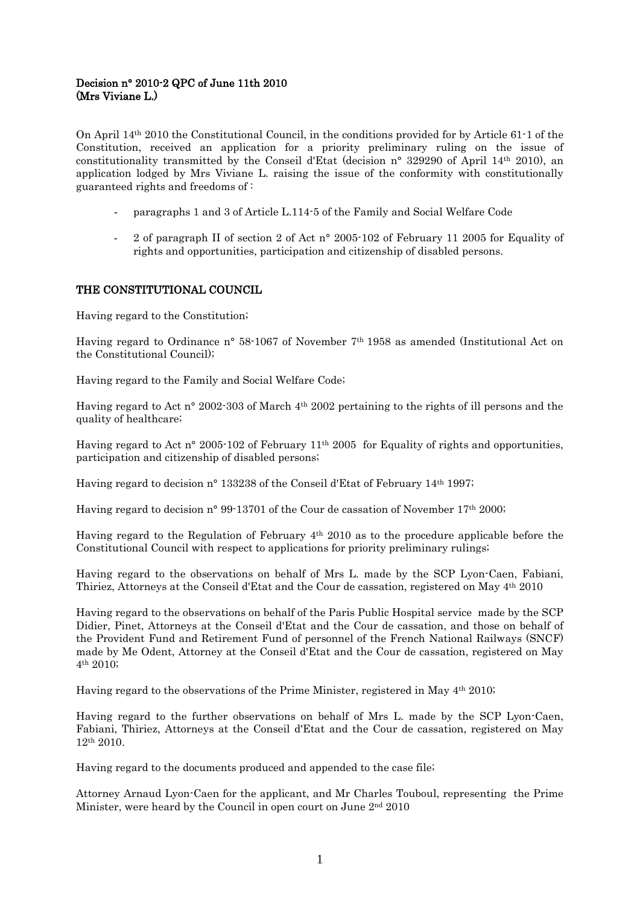**Decision n° 2010-2 QPC of June 11th 2010**
**(Mrs Viviane L.)**

On April 14th 2010 the Constitutional Council, in the conditions provided for by Article 61-1 of the Constitution, received an application for a priority preliminary ruling on the issue of constitutionality transmitted by the Conseil d'Etat (decision n° 329290 of April 14th 2010), an application lodged by Mrs Viviane L. raising the issue of the conformity with constitutionally guaranteed rights and freedoms of :

- paragraphs 1 and 3 of Article L.114-5 of the Family and Social Welfare Code
- 2 of paragraph II of section 2 of Act n° 2005-102 of February 11 2005 for Equality of rights and opportunities, participation and citizenship of disabled persons.

**THE CONSTITUTIONAL COUNCIL**

Having regard to the Constitution;

Having regard to Ordinance n° 58-1067 of November 7th 1958 as amended (Institutional Act on the Constitutional Council);

Having regard to the Family and Social Welfare Code;

Having regard to Act n° 2002-303 of March 4th 2002 pertaining to the rights of ill persons and the quality of healthcare;

Having regard to Act n° 2005-102 of February 11th 2005 for Equality of rights and opportunities, participation and citizenship of disabled persons;

Having regard to decision n° 133238 of the Conseil d'Etat of February 14th 1997;

Having regard to decision n° 99-13701 of the Cour de cassation of November 17th 2000;

Having regard to the Regulation of February 4th 2010 as to the procedure applicable before the Constitutional Council with respect to applications for priority preliminary rulings;

Having regard to the observations on behalf of Mrs L. made by the SCP Lyon-Caen, Fabiani, Thiriez, Attorneys at the Conseil d'Etat and the Cour de cassation, registered on May 4th 2010

Having regard to the observations on behalf of the Paris Public Hospital service made by the SCP Didier, Pinet, Attorneys at the Conseil d'Etat and the Cour de cassation, and those on behalf of the Provident Fund and Retirement Fund of personnel of the French National Railways (SNCF) made by Me Odent, Attorney at the Conseil d'Etat and the Cour de cassation, registered on May 4th 2010;

Having regard to the observations of the Prime Minister, registered in May 4th 2010;

Having regard to the further observations on behalf of Mrs L. made by the SCP Lyon-Caen, Fabiani, Thiriez, Attorneys at the Conseil d'Etat and the Cour de cassation, registered on May 12th 2010.

Having regard to the documents produced and appended to the case file;

Attorney Arnaud Lyon-Caen for the applicant, and Mr Charles Touboul, representing the Prime Minister, were heard by the Council in open court on June 2nd 2010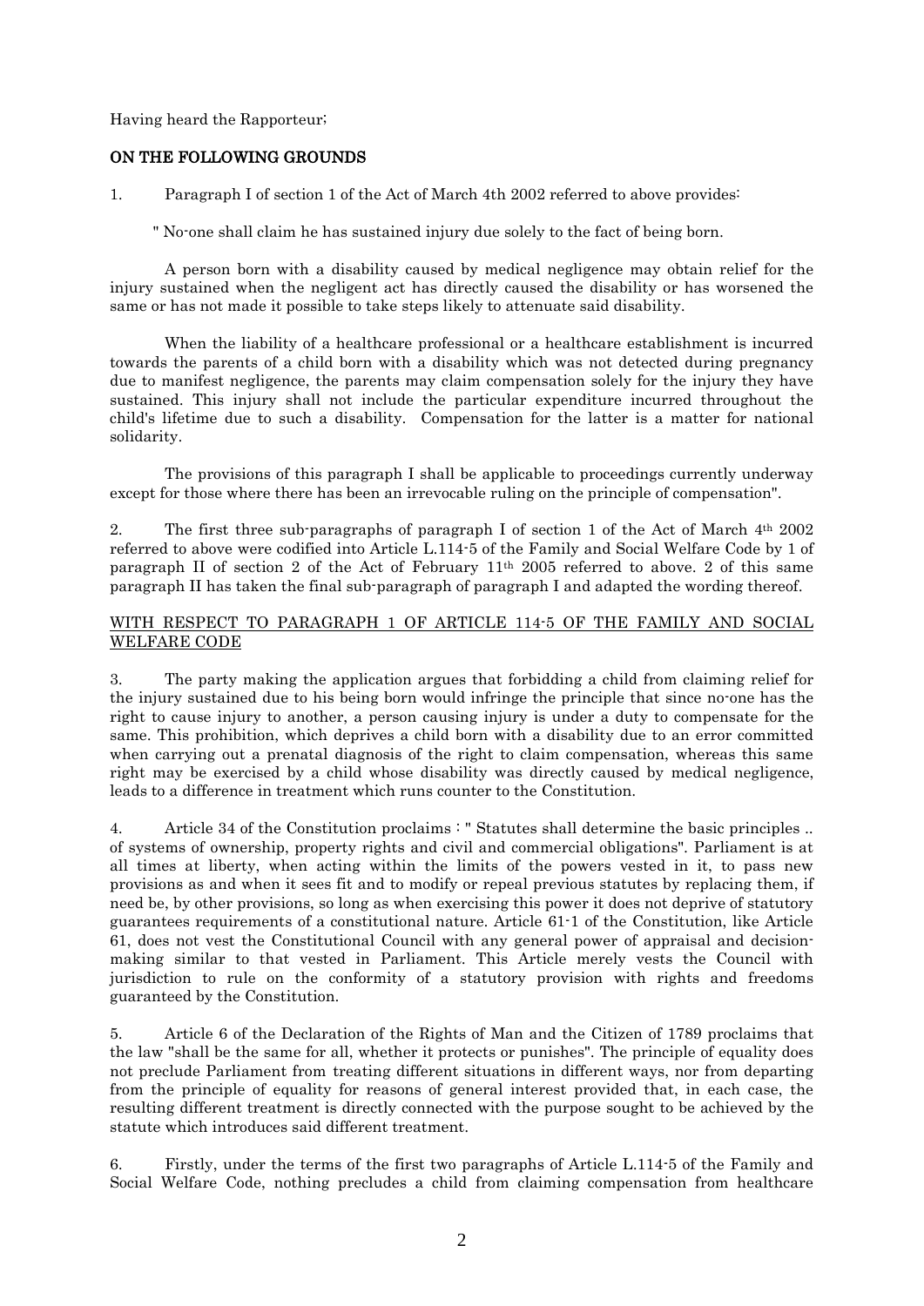Having heard the Rapporteur;

**ON THE FOLLOWING GROUNDS**

1. Paragraph I of section 1 of the Act of March 4th 2002 referred to above provides:

" No-one shall claim he has sustained injury due solely to the fact of being born.

A person born with a disability caused by medical negligence may obtain relief for the injury sustained when the negligent act has directly caused the disability or has worsened the same or has not made it possible to take steps likely to attenuate said disability.

When the liability of a healthcare professional or a healthcare establishment is incurred towards the parents of a child born with a disability which was not detected during pregnancy due to manifest negligence, the parents may claim compensation solely for the injury they have sustained. This injury shall not include the particular expenditure incurred throughout the child's lifetime due to such a disability. Compensation for the latter is a matter for national solidarity.

The provisions of this paragraph I shall be applicable to proceedings currently underway except for those where there has been an irrevocable ruling on the principle of compensation".

2. The first three sub-paragraphs of paragraph I of section 1 of the Act of March 4th 2002 referred to above were codified into Article L.114-5 of the Family and Social Welfare Code by 1 of paragraph II of section 2 of the Act of February 11th 2005 referred to above. 2 of this same paragraph II has taken the final sub-paragraph of paragraph I and adapted the wording thereof.

## WITH RESPECT TO PARAGRAPH 1 OF ARTICLE 114-5 OF THE FAMILY AND SOCIAL WELFARE CODE

3. The party making the application argues that forbidding a child from claiming relief for the injury sustained due to his being born would infringe the principle that since no-one has the right to cause injury to another, a person causing injury is under a duty to compensate for the same. This prohibition, which deprives a child born with a disability due to an error committed when carrying out a prenatal diagnosis of the right to claim compensation, whereas this same right may be exercised by a child whose disability was directly caused by medical negligence, leads to a difference in treatment which runs counter to the Constitution.

4. Article 34 of the Constitution proclaims : " Statutes shall determine the basic principles .. of systems of ownership, property rights and civil and commercial obligations". Parliament is at all times at liberty, when acting within the limits of the powers vested in it, to pass new provisions as and when it sees fit and to modify or repeal previous statutes by replacing them, if need be, by other provisions, so long as when exercising this power it does not deprive of statutory guarantees requirements of a constitutional nature. Article 61-1 of the Constitution, like Article 61, does not vest the Constitutional Council with any general power of appraisal and decision-making similar to that vested in Parliament. This Article merely vests the Council with jurisdiction to rule on the conformity of a statutory provision with rights and freedoms guaranteed by the Constitution.

5. Article 6 of the Declaration of the Rights of Man and the Citizen of 1789 proclaims that the law "shall be the same for all, whether it protects or punishes". The principle of equality does not preclude Parliament from treating different situations in different ways, nor from departing from the principle of equality for reasons of general interest provided that, in each case, the resulting different treatment is directly connected with the purpose sought to be achieved by the statute which introduces said different treatment.

6. Firstly, under the terms of the first two paragraphs of Article L.114-5 of the Family and Social Welfare Code, nothing precludes a child from claiming compensation from healthcare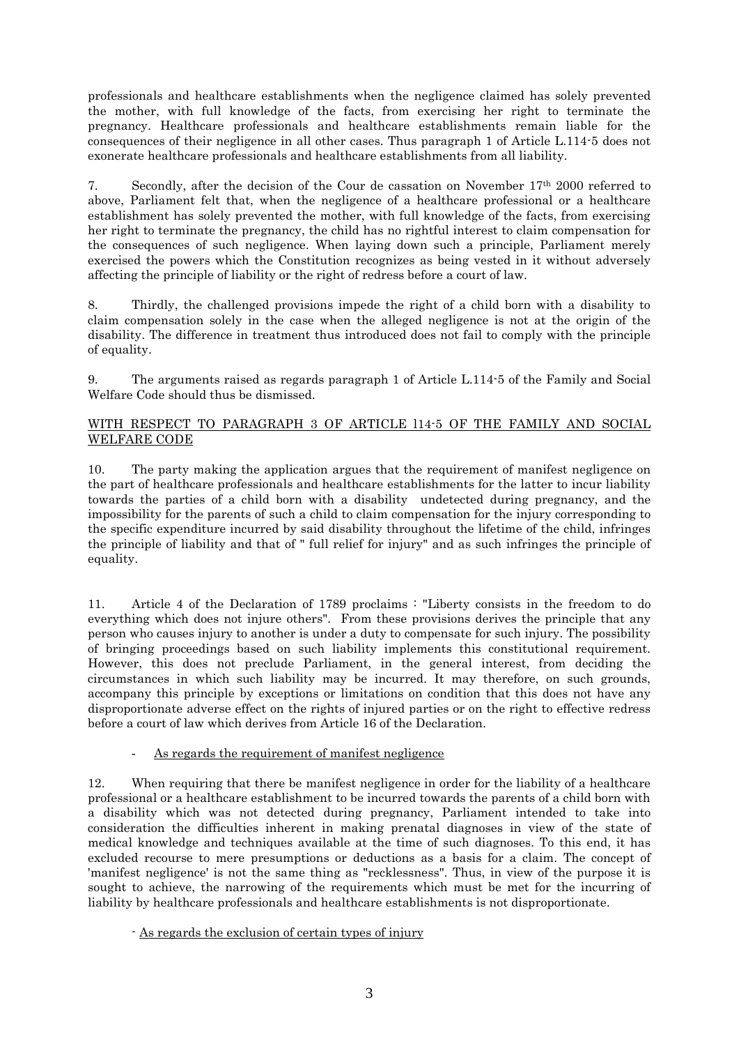professionals and healthcare establishments when the negligence claimed has solely prevented the mother, with full knowledge of the facts, from exercising her right to terminate the pregnancy. Healthcare professionals and healthcare establishments remain liable for the consequences of their negligence in all other cases. Thus paragraph 1 of Article L.114-5 does not exonerate healthcare professionals and healthcare establishments from all liability.

7. Secondly, after the decision of the Cour de cassation on November 17th 2000 referred to above, Parliament felt that, when the negligence of a healthcare professional or a healthcare establishment has solely prevented the mother, with full knowledge of the facts, from exercising her right to terminate the pregnancy, the child has no rightful interest to claim compensation for the consequences of such negligence. When laying down such a principle, Parliament merely exercised the powers which the Constitution recognizes as being vested in it without adversely affecting the principle of liability or the right of redress before a court of law.

8. Thirdly, the challenged provisions impede the right of a child born with a disability to claim compensation solely in the case when the alleged negligence is not at the origin of the disability. The difference in treatment thus introduced does not fail to comply with the principle of equality.

9. The arguments raised as regards paragraph 1 of Article L.114-5 of the Family and Social Welfare Code should thus be dismissed.

## WITH RESPECT TO PARAGRAPH 3 OF ARTICLE l14-5 OF THE FAMILY AND SOCIAL WELFARE CODE

10. The party making the application argues that the requirement of manifest negligence on the part of healthcare professionals and healthcare establishments for the latter to incur liability towards the parties of a child born with a disability undetected during pregnancy, and the impossibility for the parents of such a child to claim compensation for the injury corresponding to the specific expenditure incurred by said disability throughout the lifetime of the child, infringes the principle of liability and that of " full relief for injury" and as such infringes the principle of equality.

11. Article 4 of the Declaration of 1789 proclaims : "Liberty consists in the freedom to do everything which does not injure others". From these provisions derives the principle that any person who causes injury to another is under a duty to compensate for such injury. The possibility of bringing proceedings based on such liability implements this constitutional requirement. However, this does not preclude Parliament, in the general interest, from deciding the circumstances in which such liability may be incurred. It may therefore, on such grounds, accompany this principle by exceptions or limitations on condition that this does not have any disproportionate adverse effect on the rights of injured parties or on the right to effective redress before a court of law which derives from Article 16 of the Declaration.

- As regards the requirement of manifest negligence

12. When requiring that there be manifest negligence in order for the liability of a healthcare professional or a healthcare establishment to be incurred towards the parents of a child born with a disability which was not detected during pregnancy, Parliament intended to take into consideration the difficulties inherent in making prenatal diagnoses in view of the state of medical knowledge and techniques available at the time of such diagnoses. To this end, it has excluded recourse to mere presumptions or deductions as a basis for a claim. The concept of 'manifest negligence' is not the same thing as "recklessness". Thus, in view of the purpose it is sought to achieve, the narrowing of the requirements which must be met for the incurring of liability by healthcare professionals and healthcare establishments is not disproportionate.

- As regards the exclusion of certain types of injury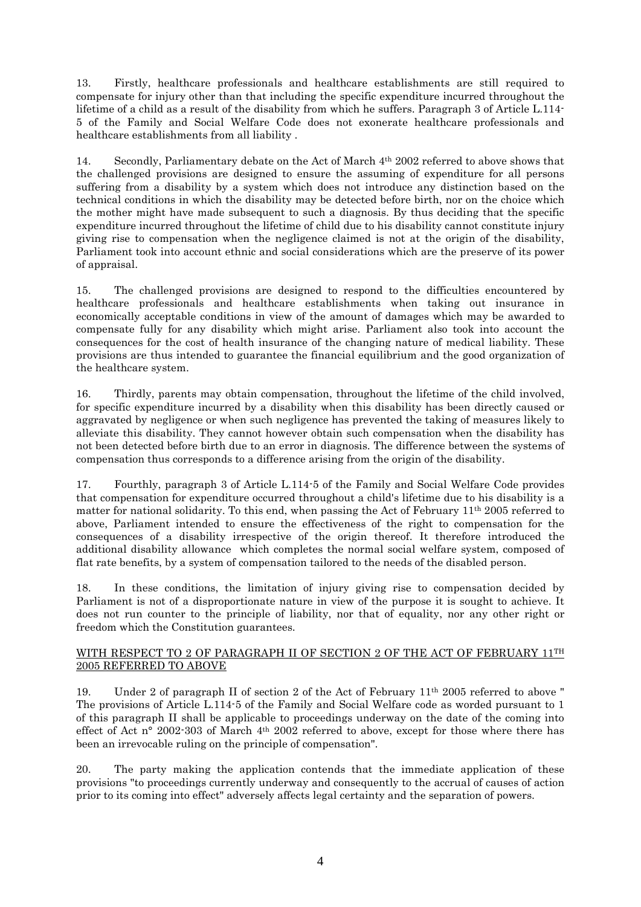13. Firstly, healthcare professionals and healthcare establishments are still required to compensate for injury other than that including the specific expenditure incurred throughout the lifetime of a child as a result of the disability from which he suffers. Paragraph 3 of Article L.114-5 of the Family and Social Welfare Code does not exonerate healthcare professionals and healthcare establishments from all liability .

14. Secondly, Parliamentary debate on the Act of March 4th 2002 referred to above shows that the challenged provisions are designed to ensure the assuming of expenditure for all persons suffering from a disability by a system which does not introduce any distinction based on the technical conditions in which the disability may be detected before birth, nor on the choice which the mother might have made subsequent to such a diagnosis. By thus deciding that the specific expenditure incurred throughout the lifetime of child due to his disability cannot constitute injury giving rise to compensation when the negligence claimed is not at the origin of the disability, Parliament took into account ethnic and social considerations which are the preserve of its power of appraisal.

15. The challenged provisions are designed to respond to the difficulties encountered by healthcare professionals and healthcare establishments when taking out insurance in economically acceptable conditions in view of the amount of damages which may be awarded to compensate fully for any disability which might arise. Parliament also took into account the consequences for the cost of health insurance of the changing nature of medical liability. These provisions are thus intended to guarantee the financial equilibrium and the good organization of the healthcare system.

16. Thirdly, parents may obtain compensation, throughout the lifetime of the child involved, for specific expenditure incurred by a disability when this disability has been directly caused or aggravated by negligence or when such negligence has prevented the taking of measures likely to alleviate this disability. They cannot however obtain such compensation when the disability has not been detected before birth due to an error in diagnosis. The difference between the systems of compensation thus corresponds to a difference arising from the origin of the disability.

17. Fourthly, paragraph 3 of Article L.114-5 of the Family and Social Welfare Code provides that compensation for expenditure occurred throughout a child's lifetime due to his disability is a matter for national solidarity. To this end, when passing the Act of February 11th 2005 referred to above, Parliament intended to ensure the effectiveness of the right to compensation for the consequences of a disability irrespective of the origin thereof. It therefore introduced the additional disability allowance which completes the normal social welfare system, composed of flat rate benefits, by a system of compensation tailored to the needs of the disabled person.

18. In these conditions, the limitation of injury giving rise to compensation decided by Parliament is not of a disproportionate nature in view of the purpose it is sought to achieve. It does not run counter to the principle of liability, nor that of equality, nor any other right or freedom which the Constitution guarantees.

## WITH RESPECT TO 2 OF PARAGRAPH II OF SECTION 2 OF THE ACT OF FEBRUARY 11TH 2005 REFERRED TO ABOVE

19. Under 2 of paragraph II of section 2 of the Act of February 11th 2005 referred to above " The provisions of Article L.114-5 of the Family and Social Welfare code as worded pursuant to 1 of this paragraph II shall be applicable to proceedings underway on the date of the coming into effect of Act n° 2002-303 of March 4th 2002 referred to above, except for those where there has been an irrevocable ruling on the principle of compensation".

20. The party making the application contends that the immediate application of these provisions "to proceedings currently underway and consequently to the accrual of causes of action prior to its coming into effect" adversely affects legal certainty and the separation of powers.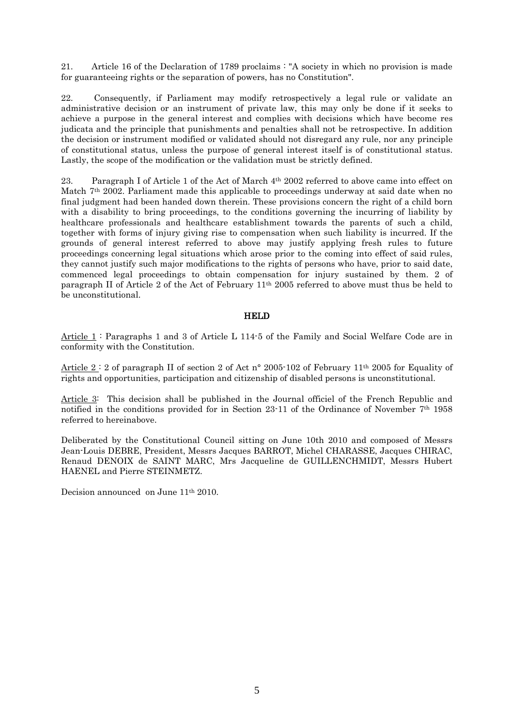21. Article 16 of the Declaration of 1789 proclaims : "A society in which no provision is made for guaranteeing rights or the separation of powers, has no Constitution".

22. Consequently, if Parliament may modify retrospectively a legal rule or validate an administrative decision or an instrument of private law, this may only be done if it seeks to achieve a purpose in the general interest and complies with decisions which have become res judicata and the principle that punishments and penalties shall not be retrospective. In addition the decision or instrument modified or validated should not disregard any rule, nor any principle of constitutional status, unless the purpose of general interest itself is of constitutional status. Lastly, the scope of the modification or the validation must be strictly defined.

23. Paragraph I of Article 1 of the Act of March 4th 2002 referred to above came into effect on Match 7th 2002. Parliament made this applicable to proceedings underway at said date when no final judgment had been handed down therein. These provisions concern the right of a child born with a disability to bring proceedings, to the conditions governing the incurring of liability by healthcare professionals and healthcare establishment towards the parents of such a child, together with forms of injury giving rise to compensation when such liability is incurred. If the grounds of general interest referred to above may justify applying fresh rules to future proceedings concerning legal situations which arose prior to the coming into effect of said rules, they cannot justify such major modifications to the rights of persons who have, prior to said date, commenced legal proceedings to obtain compensation for injury sustained by them. 2 of paragraph II of Article 2 of the Act of February 11th 2005 referred to above must thus be held to be unconstitutional.

## HELD

Article 1 : Paragraphs 1 and 3 of Article L 114-5 of the Family and Social Welfare Code are in conformity with the Constitution.

Article 2 : 2 of paragraph II of section 2 of Act n° 2005-102 of February 11th 2005 for Equality of rights and opportunities, participation and citizenship of disabled persons is unconstitutional.

Article 3: This decision shall be published in the Journal officiel of the French Republic and notified in the conditions provided for in Section 23-11 of the Ordinance of November 7th 1958 referred to hereinabove.

Deliberated by the Constitutional Council sitting on June 10th 2010 and composed of Messrs Jean-Louis DEBRE, President, Messrs Jacques BARROT, Michel CHARASSE, Jacques CHIRAC, Renaud DENOIX de SAINT MARC, Mrs Jacqueline de GUILLENCHMIDT, Messrs Hubert HAENEL and Pierre STEINMETZ.

Decision announced on June 11th 2010.